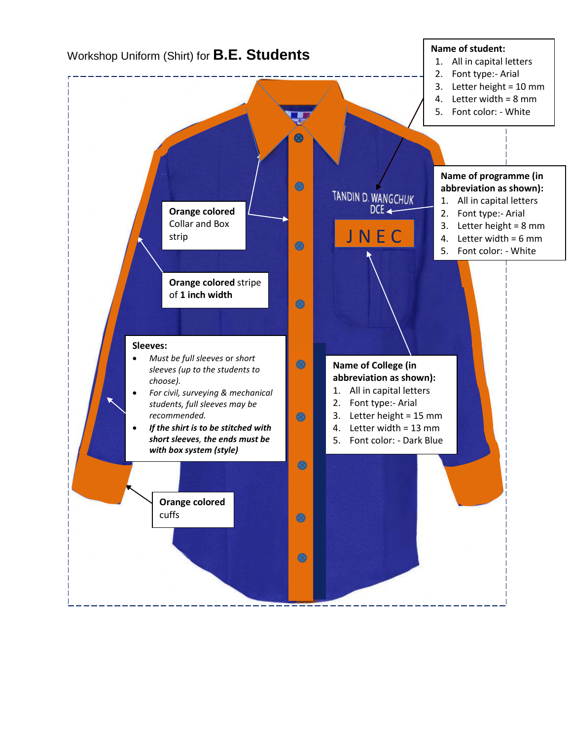Workshop Uniform (Shirt) for **B.E. Students**

**Name of student:**

1. All in capital letters
2. Font type:- Arial
3. Letter height = 10 mm
4. Letter width = 8 mm
5. Font color: - White

**Name of programme (in abbreviation as shown):**

1. All in capital letters
2. Font type:- Arial
3. Letter height = 8 mm
4. Letter width = 6 mm
5. Font color: - White

TANDIN D. WANGCHUK
DCE

JNEC

**Orange colored** Collar and Box strip

**Orange colored** stripe of **1 inch width**

**Sleeves:**

- *Must be full sleeves or short sleeves (up to the students to choose).*
- *For civil, surveying & mechanical students, full sleeves may be recommended.*
- ***If the shirt is to be stitched with short sleeves, the ends must be with box system (style)***

**Name of College (in abbreviation as shown):**

1. All in capital letters
2. Font type:- Arial
3. Letter height = 15 mm
4. Letter width = 13 mm
5. Font color: - Dark Blue

**Orange colored** cuffs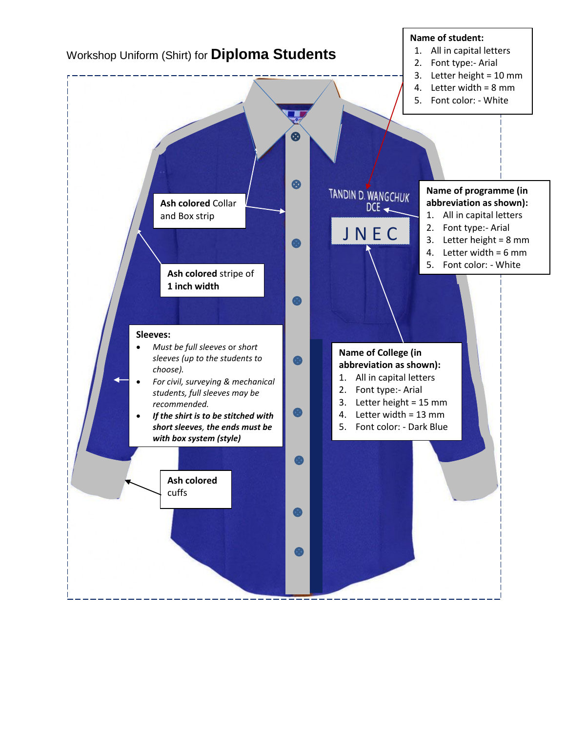Workshop Uniform (Shirt) for **Diploma Students**

**Name of student:**
1. All in capital letters
2. Font type:- Arial
3. Letter height = 10 mm
4. Letter width = 8 mm
5. Font color: - White

**Ash colored** Collar and Box strip

**Name of programme (in abbreviation as shown):**
1. All in capital letters
2. Font type:- Arial
3. Letter height = 8 mm
4. Letter width = 6 mm
5. Font color: - White

TANDIN D. WANGCHUK
DCE

JNEC

**Ash colored** stripe of **1 inch width**

**Sleeves:**

- *Must be full sleeves or short sleeves (up to the students to choose).*
- *For civil, surveying & mechanical students, full sleeves may be recommended.*
- ***If the shirt is to be stitched with short sleeves, the ends must be with box system (style)***

**Name of College (in abbreviation as shown):**
1. All in capital letters
2. Font type:- Arial
3. Letter height = 15 mm
4. Letter width = 13 mm
5. Font color: - Dark Blue

**Ash colored** cuffs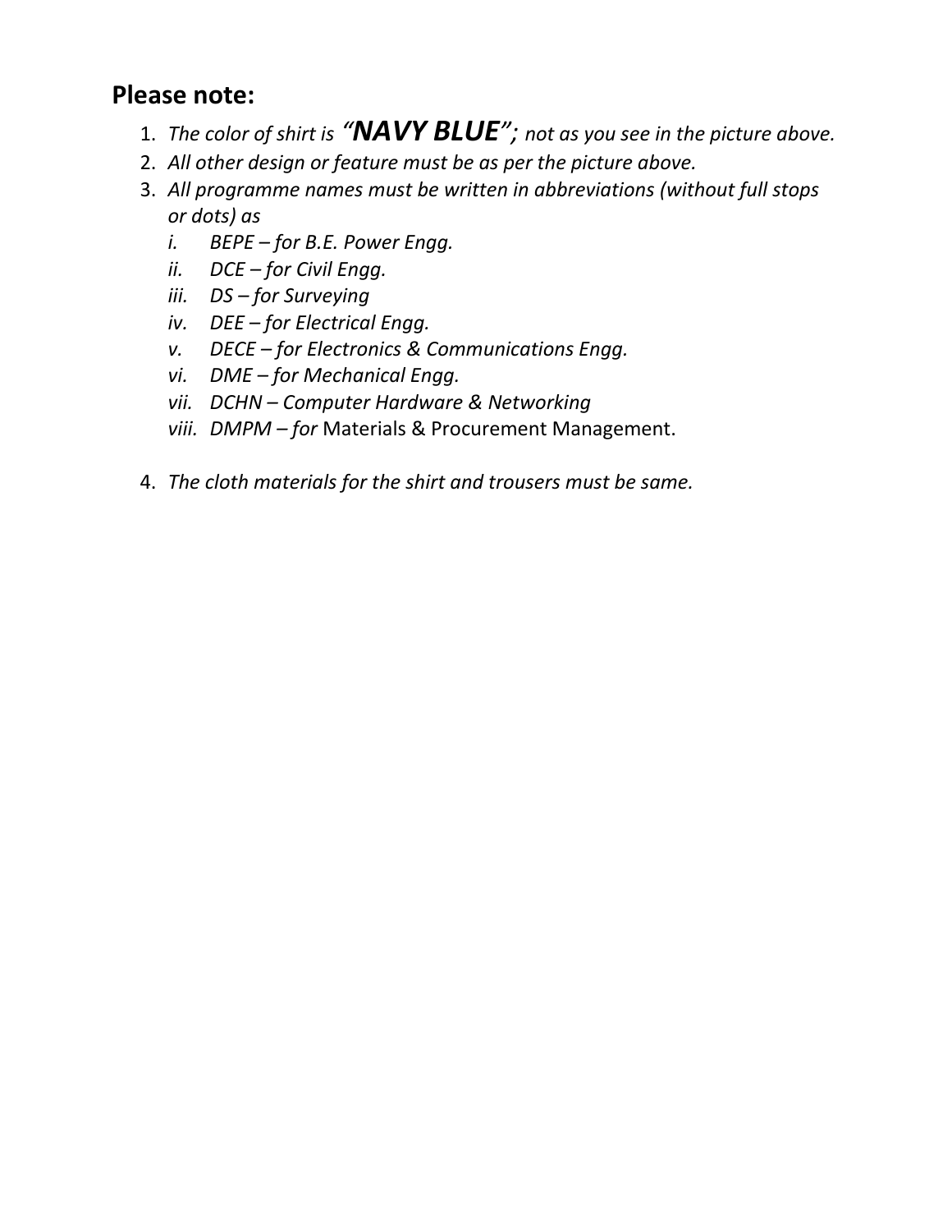**Please note:**

1. *The color of shirt is "**NAVY BLUE**"; not as you see in the picture above.*
2. *All other design or feature must be as per the picture above.*
3. *All programme names must be written in abbreviations (without full stops or dots) as*
   i. *BEPE – for B.E. Power Engg.*
   ii. *DCE – for Civil Engg.*
   iii. *DS – for Surveying*
   iv. *DEE – for Electrical Engg.*
   v. *DECE – for Electronics & Communications Engg.*
   vi. *DME – for Mechanical Engg.*
   vii. *DCHN – Computer Hardware & Networking*
   viii. *DMPM – for* Materials & Procurement Management.
4. *The cloth materials for the shirt and trousers must be same.*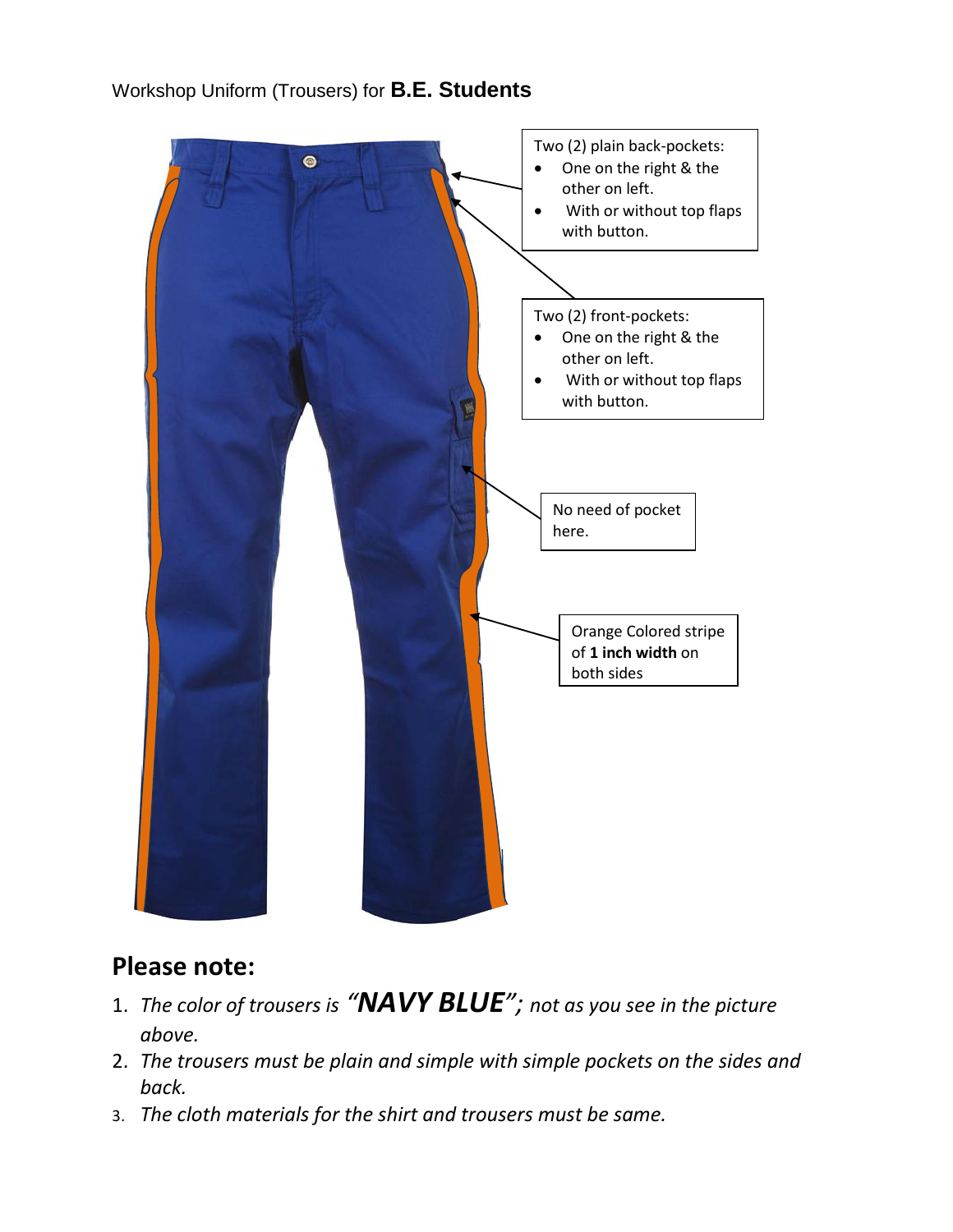Workshop Uniform (Trousers) for **B.E. Students**

Two (2) plain back-pockets:

- One on the right & the other on left.
- With or without top flaps with button.

Two (2) front-pockets:

- One on the right & the other on left.
- With or without top flaps with button.

No need of pocket here.

Orange Colored stripe of **1 inch width** on both sides

## Please note:

1. *The color of trousers is* ***"NAVY BLUE";*** *not as you see in the picture above.*
2. *The trousers must be plain and simple with simple pockets on the sides and back.*
3. *The cloth materials for the shirt and trousers must be same.*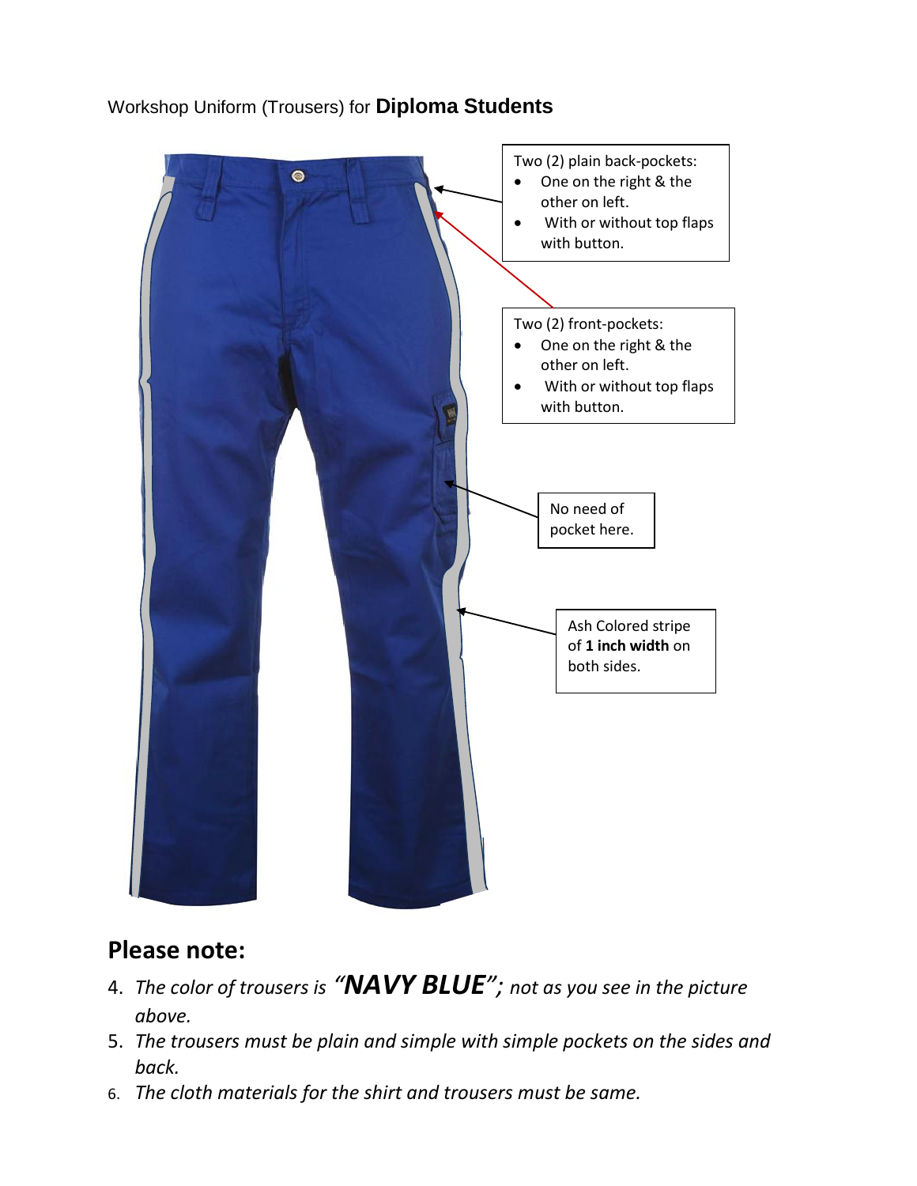Workshop Uniform (Trousers) for **Diploma Students**

Two (2) plain back-pockets:

- One on the right & the other on left.
- With or without top flaps with button.

Two (2) front-pockets:

- One on the right & the other on left.
- With or without top flaps with button.

No need of pocket here.

Ash Colored stripe of **1 inch width** on both sides.

## Please note:

4. *The color of trousers is **"NAVY BLUE"**; not as you see in the picture above.*
5. *The trousers must be plain and simple with simple pockets on the sides and back.*
6. *The cloth materials for the shirt and trousers must be same.*